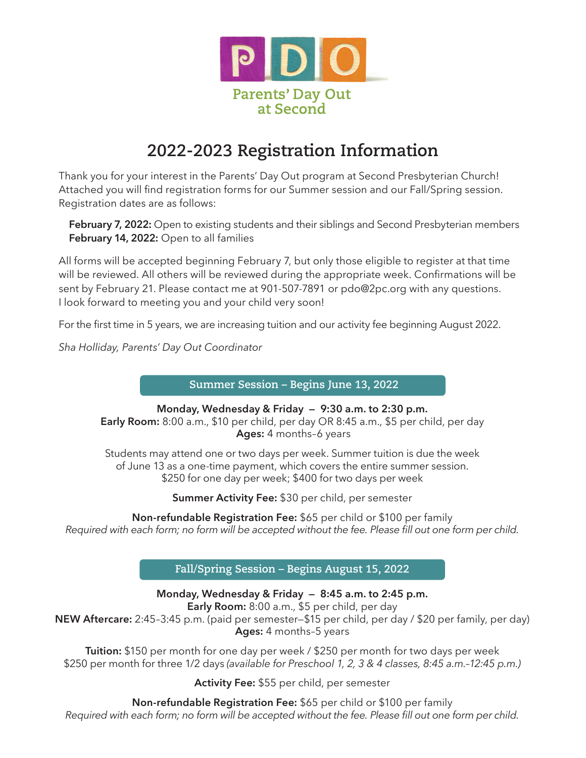PDO

Parents' Day Out at Second

# 2022-2023 Registration Information

Thank you for your interest in the Parents' Day Out program at Second Presbyterian Church! Attached you will find registration forms for our Summer session and our Fall/Spring session. Registration dates are as follows:

**February 7, 2022:** Open to existing students and their siblings and Second Presbyterian members
**February 14, 2022:** Open to all families

All forms will be accepted beginning February 7, but only those eligible to register at that time will be reviewed. All others will be reviewed during the appropriate week. Confirmations will be sent by February 21. Please contact me at 901-507-7891 or pdo@2pc.org with any questions. I look forward to meeting you and your child very soon!

For the first time in 5 years, we are increasing tuition and our activity fee beginning August 2022.

*Sha Holliday, Parents' Day Out Coordinator*

## Summer Session – Begins June 13, 2022

**Monday, Wednesday & Friday – 9:30 a.m. to 2:30 p.m.**
**Early Room:** 8:00 a.m., $10 per child, per day OR 8:45 a.m., $5 per child, per day
**Ages:** 4 months–6 years

Students may attend one or two days per week. Summer tuition is due the week of June 13 as a one-time payment, which covers the entire summer session. $250 for one day per week; $400 for two days per week

**Summer Activity Fee:** $30 per child, per semester

**Non-refundable Registration Fee:** $65 per child or $100 per family
*Required with each form; no form will be accepted without the fee. Please fill out one form per child.*

## Fall/Spring Session – Begins August 15, 2022

**Monday, Wednesday & Friday – 8:45 a.m. to 2:45 p.m.**
**Early Room:** 8:00 a.m., $5 per child, per day
**NEW Aftercare:** 2:45–3:45 p.m. (paid per semester—$15 per child, per day / $20 per family, per day)
**Ages:** 4 months–5 years

**Tuition:** $150 per month for one day per week / $250 per month for two days per week
$250 per month for three 1/2 days *(available for Preschool 1, 2, 3 & 4 classes, 8:45 a.m.–12:45 p.m.)*

**Activity Fee:** $55 per child, per semester

**Non-refundable Registration Fee:** $65 per child or $100 per family
*Required with each form; no form will be accepted without the fee. Please fill out one form per child.*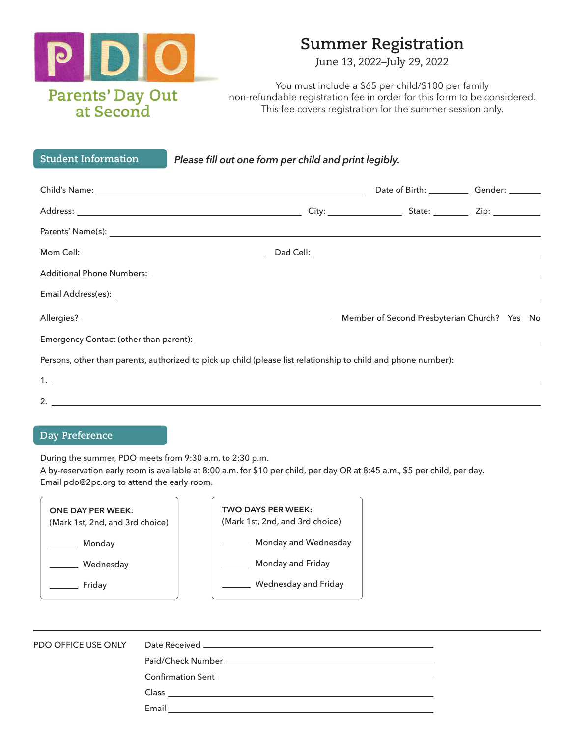PDO

Parents' Day Out at Second

# Summer Registration

June 13, 2022–July 29, 2022

You must include a $65 per child/$100 per family non-refundable registration fee in order for this form to be considered. This fee covers registration for the summer session only.

## Student Information

***Please fill out one form per child and print legibly.***

Child's Name: ______________________________ Date of Birth: ________ Gender: _______

Address: ______________________________ City: ______________ State: ________ Zip: __________

Parents' Name(s): ______________________________

Mom Cell: ______________________________ Dad Cell: ______________________________

Additional Phone Numbers: ______________________________

Email Address(es): ______________________________

Allergies? ______________________________ Member of Second Presbyterian Church? Yes No

Emergency Contact (other than parent): ______________________________

Persons, other than parents, authorized to pick up child (please list relationship to child and phone number):

1. ______________________________

2. ______________________________

## Day Preference

During the summer, PDO meets from 9:30 a.m. to 2:30 p.m.
A by-reservation early room is available at 8:00 a.m. for $10 per child, per day OR at 8:45 a.m., $5 per child, per day.
Email pdo@2pc.org to attend the early room.

**ONE DAY PER WEEK:**
(Mark 1st, 2nd, and 3rd choice)

______ Monday

______ Wednesday

______ Friday

**TWO DAYS PER WEEK:**
(Mark 1st, 2nd, and 3rd choice)

______ Monday and Wednesday

______ Monday and Friday

______ Wednesday and Friday

---

PDO OFFICE USE ONLY

Date Received ______________________________

Paid/Check Number ______________________________

Confirmation Sent ______________________________

Class ______________________________

Email ______________________________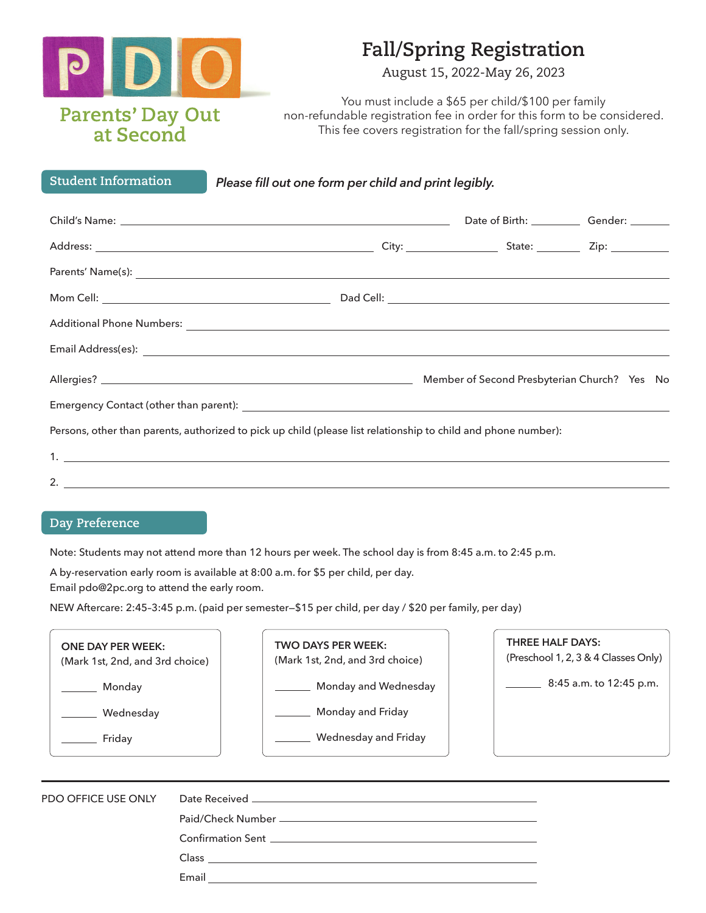PDO

Parents' Day Out at Second

# Fall/Spring Registration

August 15, 2022-May 26, 2023

You must include a $65 per child/$100 per family non-refundable registration fee in order for this form to be considered. This fee covers registration for the fall/spring session only.

## Student Information

***Please fill out one form per child and print legibly.***

Child's Name: ______________________ Date of Birth: ________ Gender: ______

Address: ______________________ City: ____________ State: ________ Zip: ________

Parents' Name(s): ______________________

Mom Cell: ______________________ Dad Cell: ______________________

Additional Phone Numbers: ______________________

Email Address(es): ______________________

Allergies? ______________________ Member of Second Presbyterian Church? Yes No

Emergency Contact (other than parent): ______________________

Persons, other than parents, authorized to pick up child (please list relationship to child and phone number):

1. ______________________

2. ______________________

## Day Preference

Note: Students may not attend more than 12 hours per week. The school day is from 8:45 a.m. to 2:45 p.m.

A by-reservation early room is available at 8:00 a.m. for $5 per child, per day.
Email pdo@2pc.org to attend the early room.

NEW Aftercare: 2:45–3:45 p.m. (paid per semester—$15 per child, per day / $20 per family, per day)

**ONE DAY PER WEEK:**
(Mark 1st, 2nd, and 3rd choice)

______ Monday

______ Wednesday

______ Friday

**TWO DAYS PER WEEK:**
(Mark 1st, 2nd, and 3rd choice)

______ Monday and Wednesday

______ Monday and Friday

______ Wednesday and Friday

**THREE HALF DAYS:**
(Preschool 1, 2, 3 & 4 Classes Only)

______ 8:45 a.m. to 12:45 p.m.

---

PDO OFFICE USE ONLY

Date Received ______________________

Paid/Check Number ______________________

Confirmation Sent ______________________

Class ______________________

Email ______________________